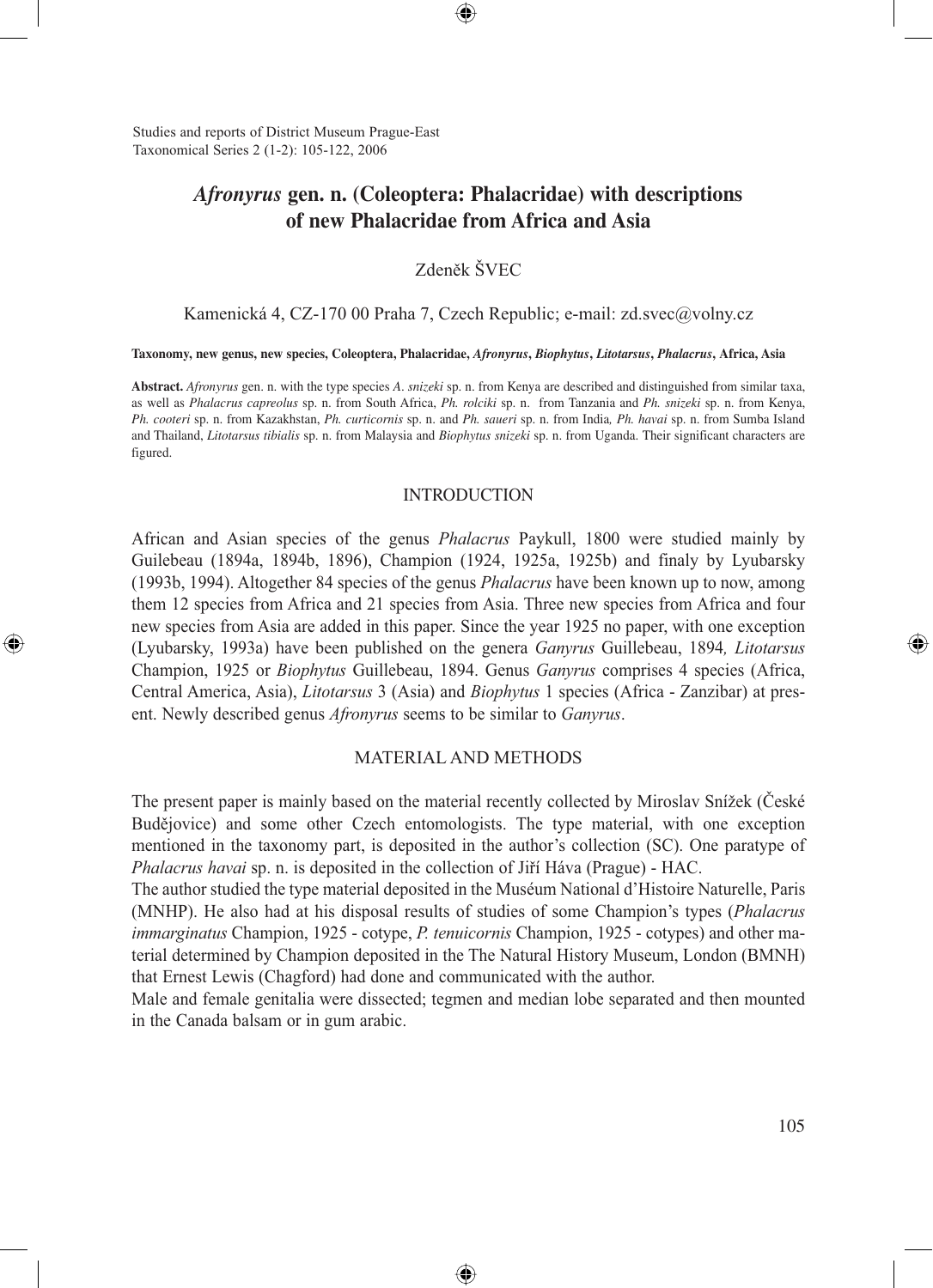# *Afronyrus* gen. n. (Coleoptera: Phalacridae) with descriptions of new Phalacridae from Africa and Asia

Zdeněk ŠVEC

Kamenická 4, CZ-170 00 Praha 7, Czech Republic; e-mail: zd.svec@volny.cz

**Taxonomy, new genus, new species, Coleoptera, Phalacridae, *Afronyrus*, *Biophytus*, *Litotarsus*, *Phalacrus*, Africa, Asia**

**Abstract.** *Afronyrus* gen. n. with the type species *A. snizeki* sp. n. from Kenya are described and distinguished from similar taxa, as well as *Phalacrus capreolus* sp. n. from South Africa, *Ph. rolciki* sp. n. from Tanzania and *Ph. snizeki* sp. n. from Kenya, *Ph. cooteri* sp. n. from Kazakhstan, *Ph. curticornis* sp. n. and *Ph. saueri* sp. n. from India, *Ph. havai* sp. n. from Sumba Island and Thailand, *Litotarsus tibialis* sp. n. from Malaysia and *Biophytus snizeki* sp. n. from Uganda. Their significant characters are figured.

## INTRODUCTION

African and Asian species of the genus *Phalacrus* Paykull, 1800 were studied mainly by Guilebeau (1894a, 1894b, 1896), Champion (1924, 1925a, 1925b) and finaly by Lyubarsky (1993b, 1994). Altogether 84 species of the genus *Phalacrus* have been known up to now, among them 12 species from Africa and 21 species from Asia. Three new species from Africa and four new species from Asia are added in this paper. Since the year 1925 no paper, with one exception (Lyubarsky, 1993a) have been published on the genera *Ganyrus* Guillebeau, 1894*, Litotarsus* Champion, 1925 or *Biophytus* Guillebeau, 1894. Genus *Ganyrus* comprises 4 species (Africa, Central America, Asia), *Litotarsus* 3 (Asia) and *Biophytus* 1 species (Africa - Zanzibar) at present. Newly described genus *Afronyrus* seems to be similar to *Ganyrus*.

## MATERIAL AND METHODS

The present paper is mainly based on the material recently collected by Miroslav Snížek (České Budějovice) and some other Czech entomologists. The type material, with one exception mentioned in the taxonomy part, is deposited in the author's collection (SC). One paratype of *Phalacrus havai* sp. n. is deposited in the collection of Jiří Háva (Prague) - HAC.

The author studied the type material deposited in the Muséum National d'Histoire Naturelle, Paris (MNHP). He also had at his disposal results of studies of some Champion's types (*Phalacrus immarginatus* Champion, 1925 - cotype, *P. tenuicornis* Champion, 1925 - cotypes) and other material determined by Champion deposited in the The Natural History Museum, London (BMNH) that Ernest Lewis (Chagford) had done and communicated with the author.

Male and female genitalia were dissected; tegmen and median lobe separated and then mounted in the Canada balsam or in gum arabic.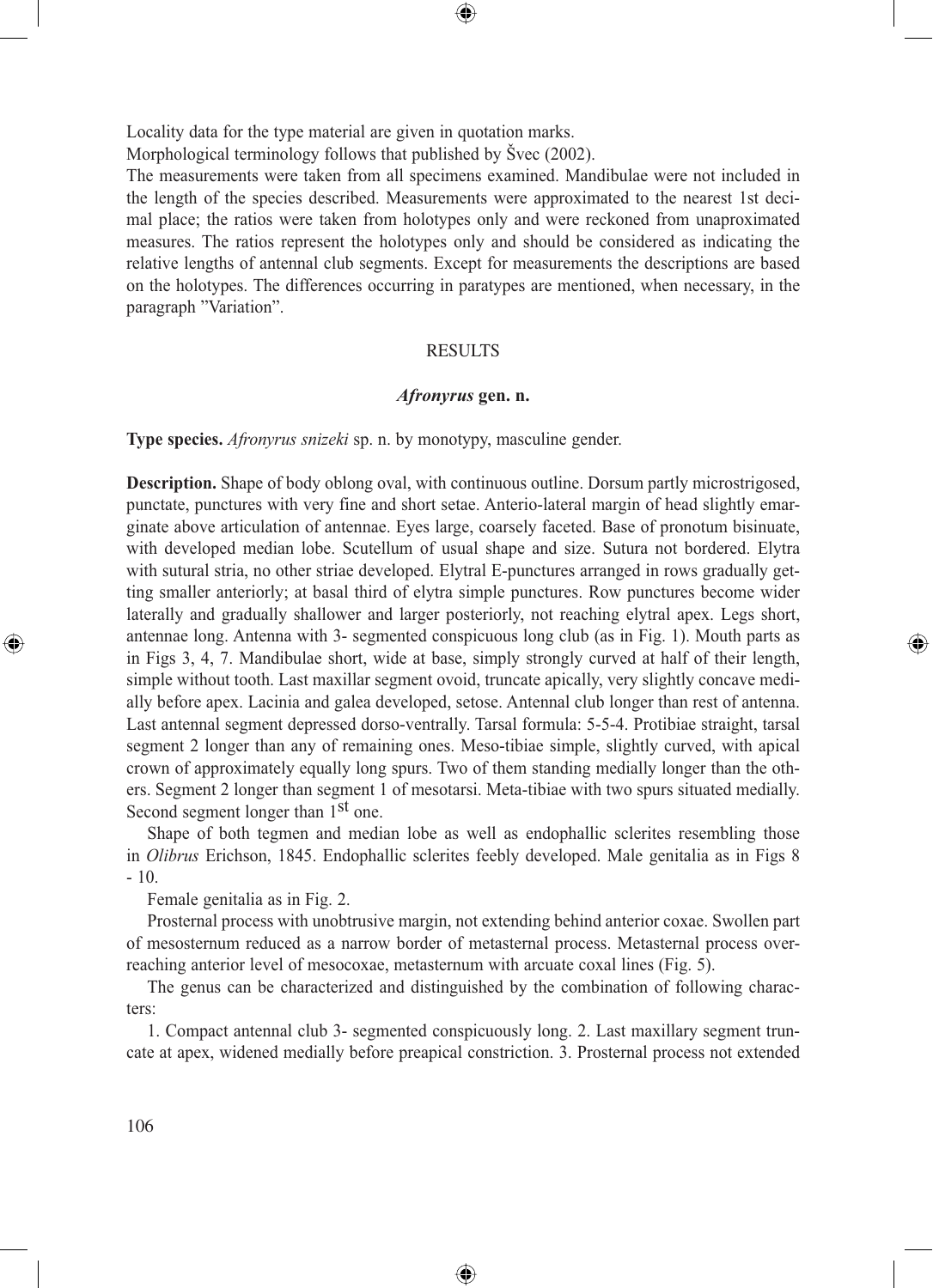Locality data for the type material are given in quotation marks.

Morphological terminology follows that published by Švec (2002).

The measurements were taken from all specimens examined. Mandibulae were not included in the length of the species described. Measurements were approximated to the nearest 1st decimal place; the ratios were taken from holotypes only and were reckoned from unaproximated measures. The ratios represent the holotypes only and should be considered as indicating the relative lengths of antennal club segments. Except for measurements the descriptions are based on the holotypes. The differences occurring in paratypes are mentioned, when necessary, in the paragraph "Variation".

## RESULTS

### *Afronyrus* gen. n.

**Type species.** *Afronyrus snizeki* sp. n. by monotypy, masculine gender.

**Description.** Shape of body oblong oval, with continuous outline. Dorsum partly microstrigosed, punctate, punctures with very fine and short setae. Anterio-lateral margin of head slightly emarginate above articulation of antennae. Eyes large, coarsely faceted. Base of pronotum bisinuate, with developed median lobe. Scutellum of usual shape and size. Sutura not bordered. Elytra with sutural stria, no other striae developed. Elytral E-punctures arranged in rows gradually getting smaller anteriorly; at basal third of elytra simple punctures. Row punctures become wider laterally and gradually shallower and larger posteriorly, not reaching elytral apex. Legs short, antennae long. Antenna with 3- segmented conspicuous long club (as in Fig. 1). Mouth parts as in Figs 3, 4, 7. Mandibulae short, wide at base, simply strongly curved at half of their length, simple without tooth. Last maxillar segment ovoid, truncate apically, very slightly concave medially before apex. Lacinia and galea developed, setose. Antennal club longer than rest of antenna. Last antennal segment depressed dorso-ventrally. Tarsal formula: 5-5-4. Protibiae straight, tarsal segment 2 longer than any of remaining ones. Meso-tibiae simple, slightly curved, with apical crown of approximately equally long spurs. Two of them standing medially longer than the others. Segment 2 longer than segment 1 of mesotarsi. Meta-tibiae with two spurs situated medially. Second segment longer than 1st one.

Shape of both tegmen and median lobe as well as endophallic sclerites resembling those in *Olibrus* Erichson, 1845. Endophallic sclerites feebly developed. Male genitalia as in Figs 8 - 10.

Female genitalia as in Fig. 2.

Prosternal process with unobtrusive margin, not extending behind anterior coxae. Swollen part of mesosternum reduced as a narrow border of metasternal process. Metasternal process overreaching anterior level of mesocoxae, metasternum with arcuate coxal lines (Fig. 5).

The genus can be characterized and distinguished by the combination of following characters:

1. Compact antennal club 3- segmented conspicuously long. 2. Last maxillary segment truncate at apex, widened medially before preapical constriction. 3. Prosternal process not extended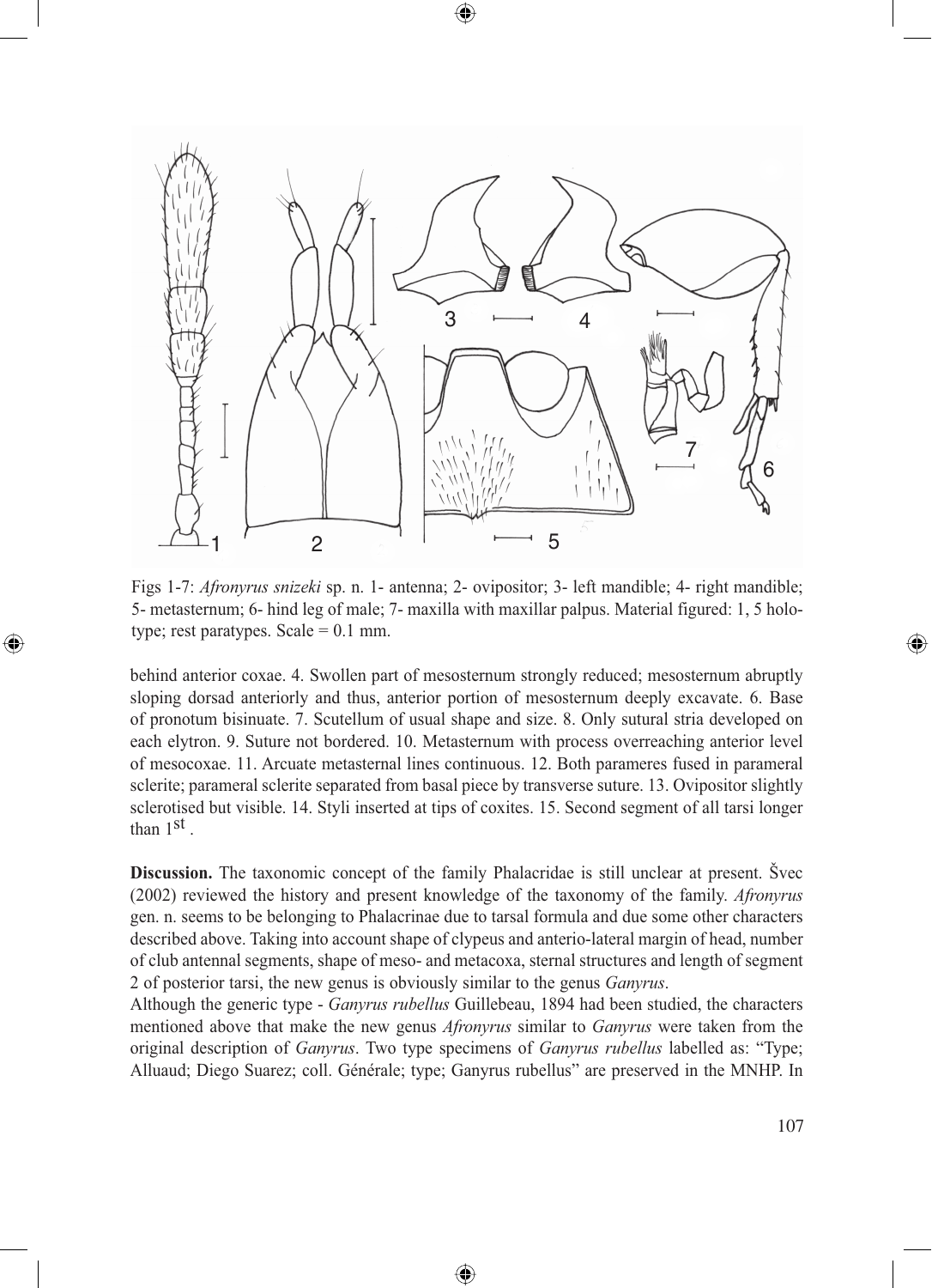Figs 1-7: *Afronyrus snizeki* sp. n. 1- antenna; 2- ovipositor; 3- left mandible; 4- right mandible; 5- metasternum; 6- hind leg of male; 7- maxilla with maxillar palpus. Material figured: 1, 5 holotype; rest paratypes. Scale = 0.1 mm.

behind anterior coxae. 4. Swollen part of mesosternum strongly reduced; mesosternum abruptly sloping dorsad anteriorly and thus, anterior portion of mesosternum deeply excavate. 6. Base of pronotum bisinuate. 7. Scutellum of usual shape and size. 8. Only sutural stria developed on each elytron. 9. Suture not bordered. 10. Metasternum with process overreaching anterior level of mesocoxae. 11. Arcuate metasternal lines continuous. 12. Both parameres fused in parameral sclerite; parameral sclerite separated from basal piece by transverse suture. 13. Ovipositor slightly sclerotised but visible. 14. Styli inserted at tips of coxites. 15. Second segment of all tarsi longer than 1st.

**Discussion.** The taxonomic concept of the family Phalacridae is still unclear at present. Švec (2002) reviewed the history and present knowledge of the taxonomy of the family. *Afronyrus* gen. n. seems to be belonging to Phalacrinae due to tarsal formula and due some other characters described above. Taking into account shape of clypeus and anterio-lateral margin of head, number of club antennal segments, shape of meso- and metacoxa, sternal structures and length of segment 2 of posterior tarsi, the new genus is obviously similar to the genus *Ganyrus*.

Although the generic type - *Ganyrus rubellus* Guillebeau, 1894 had been studied, the characters mentioned above that make the new genus *Afronyrus* similar to *Ganyrus* were taken from the original description of *Ganyrus*. Two type specimens of *Ganyrus rubellus* labelled as: "Type; Alluaud; Diego Suarez; coll. Générale; type; Ganyrus rubellus" are preserved in the MNHP. In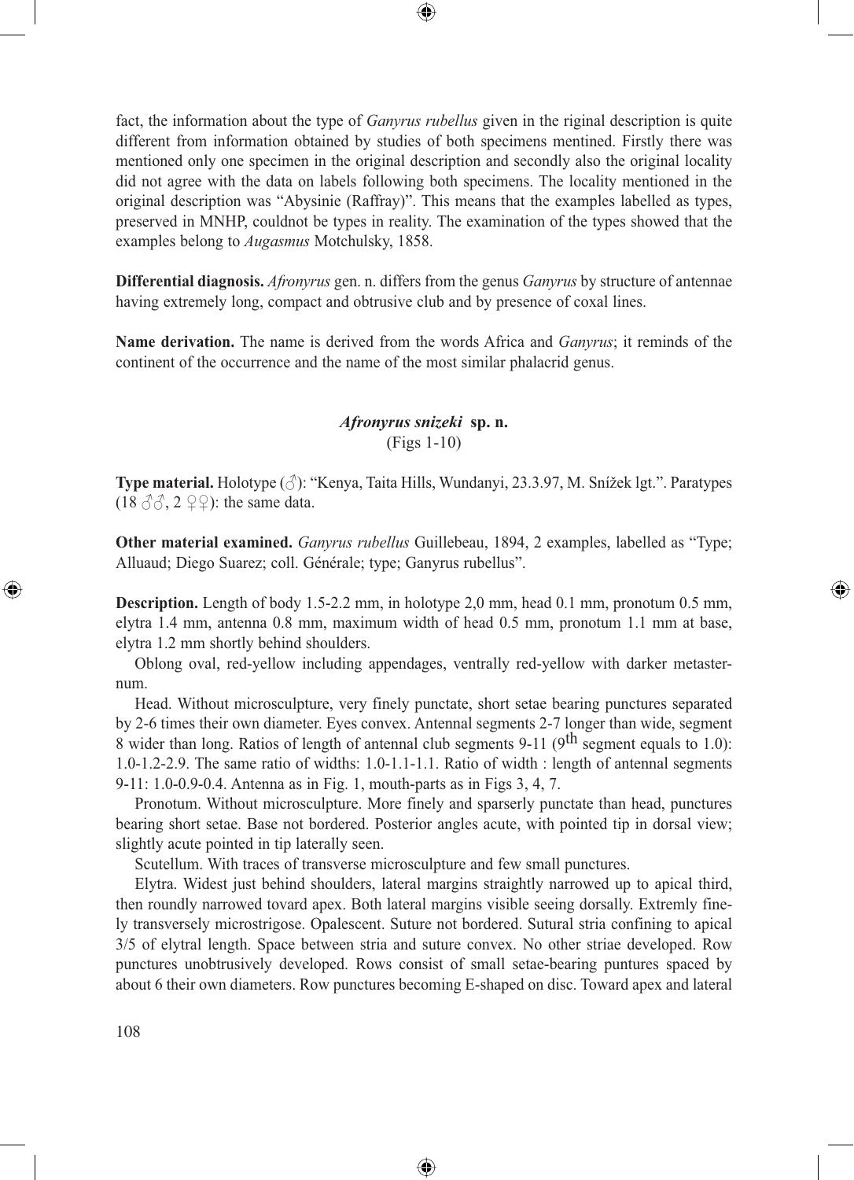fact, the information about the type of *Ganyrus rubellus* given in the riginal description is quite different from information obtained by studies of both specimens mentined. Firstly there was mentioned only one specimen in the original description and secondly also the original locality did not agree with the data on labels following both specimens. The locality mentioned in the original description was "Abysinie (Raffray)". This means that the examples labelled as types, preserved in MNHP, couldnot be types in reality. The examination of the types showed that the examples belong to *Augasmus* Motchulsky, 1858.

**Differential diagnosis.** *Afronyrus* gen. n. differs from the genus *Ganyrus* by structure of antennae having extremely long, compact and obtrusive club and by presence of coxal lines.

**Name derivation.** The name is derived from the words Africa and *Ganyrus*; it reminds of the continent of the occurrence and the name of the most similar phalacrid genus.

### *Afronyrus snizeki* sp. n.

(Figs 1-10)

**Type material.** Holotype (♂): "Kenya, Taita Hills, Wundanyi, 23.3.97, M. Snížek lgt.". Paratypes (18 ♂♂, 2 ♀♀): the same data.

**Other material examined.** *Ganyrus rubellus* Guillebeau, 1894, 2 examples, labelled as "Type; Alluaud; Diego Suarez; coll. Générale; type; Ganyrus rubellus".

**Description.** Length of body 1.5-2.2 mm, in holotype 2,0 mm, head 0.1 mm, pronotum 0.5 mm, elytra 1.4 mm, antenna 0.8 mm, maximum width of head 0.5 mm, pronotum 1.1 mm at base, elytra 1.2 mm shortly behind shoulders.

Oblong oval, red-yellow including appendages, ventrally red-yellow with darker metasternum.

Head. Without microsculpture, very finely punctate, short setae bearing punctures separated by 2-6 times their own diameter. Eyes convex. Antennal segments 2-7 longer than wide, segment 8 wider than long. Ratios of length of antennal club segments 9-11 (9$^{th}$ segment equals to 1.0): 1.0-1.2-2.9. The same ratio of widths: 1.0-1.1-1.1. Ratio of width : length of antennal segments 9-11: 1.0-0.9-0.4. Antenna as in Fig. 1, mouth-parts as in Figs 3, 4, 7.

Pronotum. Without microsculpture. More finely and sparserly punctate than head, punctures bearing short setae. Base not bordered. Posterior angles acute, with pointed tip in dorsal view; slightly acute pointed in tip laterally seen.

Scutellum. With traces of transverse microsculpture and few small punctures.

Elytra. Widest just behind shoulders, lateral margins straightly narrowed up to apical third, then roundly narrowed tovard apex. Both lateral margins visible seeing dorsally. Extremly finely transversely microstrigose. Opalescent. Suture not bordered. Sutural stria confining to apical 3/5 of elytral length. Space between stria and suture convex. No other striae developed. Row punctures unobtrusively developed. Rows consist of small setae-bearing puntures spaced by about 6 their own diameters. Row punctures becoming E-shaped on disc. Toward apex and lateral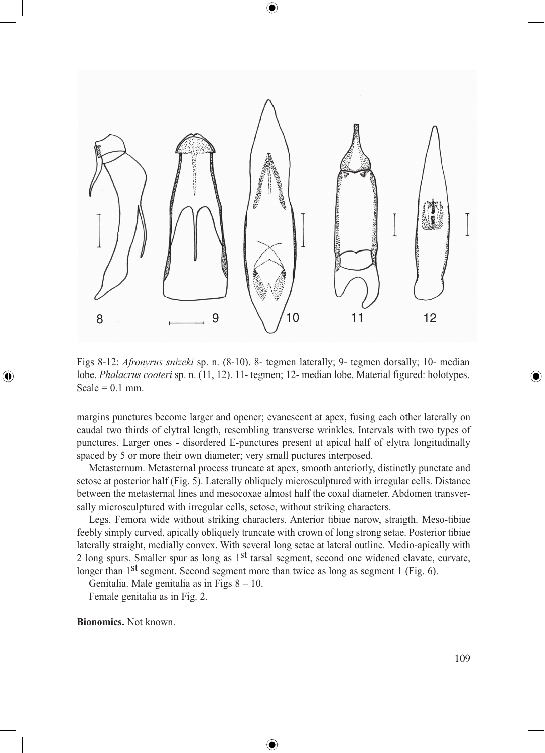Figs 8-12: *Afronyrus snizeki* sp. n. (8-10). 8- tegmen laterally; 9- tegmen dorsally; 10- median lobe. *Phalacrus cooteri* sp. n. (11, 12). 11- tegmen; 12- median lobe. Material figured: holotypes. Scale = 0.1 mm.

margins punctures become larger and opener; evanescent at apex, fusing each other laterally on caudal two thirds of elytral length, resembling transverse wrinkles. Intervals with two types of punctures. Larger ones - disordered E-punctures present at apical half of elytra longitudinally spaced by 5 or more their own diameter; very small puctures interposed.

Metasternum. Metasternal process truncate at apex, smooth anteriorly, distinctly punctate and setose at posterior half (Fig. 5). Laterally obliquely microsculptured with irregular cells. Distance between the metasternal lines and mesocoxae almost half the coxal diameter. Abdomen transversally microsculptured with irregular cells, setose, without striking characters.

Legs. Femora wide without striking characters. Anterior tibiae narow, straigth. Meso-tibiae feebly simply curved, apically obliquely truncate with crown of long strong setae. Posterior tibiae laterally straight, medially convex. With several long setae at lateral outline. Medio-apically with 2 long spurs. Smaller spur as long as 1st tarsal segment, second one widened clavate, curvate, longer than 1st segment. Second segment more than twice as long as segment 1 (Fig. 6).

Genitalia. Male genitalia as in Figs 8 – 10.

Female genitalia as in Fig. 2.

**Bionomics.** Not known.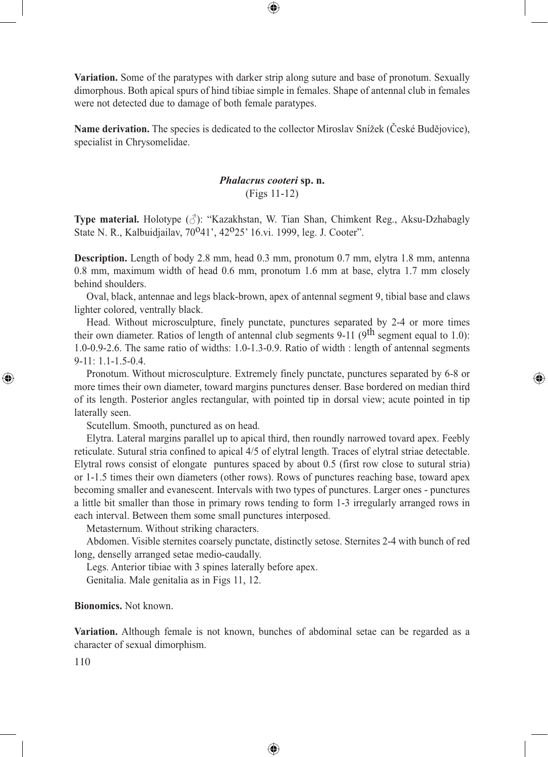**Variation.** Some of the paratypes with darker strip along suture and base of pronotum. Sexually dimorphous. Both apical spurs of hind tibiae simple in females. Shape of antennal club in females were not detected due to damage of both female paratypes.

**Name derivation.** The species is dedicated to the collector Miroslav Snížek (České Budějovice), specialist in Chrysomelidae.

### *Phalacrus cooteri* sp. n.

(Figs 11-12)

**Type material.** Holotype (♂): "Kazakhstan, W. Tian Shan, Chimkent Reg., Aksu-Dzhabagly State N. R., Kalbuidjailav, 70°41', 42°25' 16.vi. 1999, leg. J. Cooter".

**Description.** Length of body 2.8 mm, head 0.3 mm, pronotum 0.7 mm, elytra 1.8 mm, antenna 0.8 mm, maximum width of head 0.6 mm, pronotum 1.6 mm at base, elytra 1.7 mm closely behind shoulders.

Oval, black, antennae and legs black-brown, apex of antennal segment 9, tibial base and claws lighter colored, ventrally black.

Head. Without microsculpture, finely punctate, punctures separated by 2-4 or more times their own diameter. Ratios of length of antennal club segments 9-11 (9th segment equal to 1.0): 1.0-0.9-2.6. The same ratio of widths: 1.0-1.3-0.9. Ratio of width : length of antennal segments 9-11: 1.1-1.5-0.4.

Pronotum. Without microsculpture. Extremely finely punctate, punctures separated by 6-8 or more times their own diameter, toward margins punctures denser. Base bordered on median third of its length. Posterior angles rectangular, with pointed tip in dorsal view; acute pointed in tip laterally seen.

Scutellum. Smooth, punctured as on head.

Elytra. Lateral margins parallel up to apical third, then roundly narrowed tovard apex. Feebly reticulate. Sutural stria confined to apical 4/5 of elytral length. Traces of elytral striae detectable. Elytral rows consist of elongate puntures spaced by about 0.5 (first row close to sutural stria) or 1-1.5 times their own diameters (other rows). Rows of punctures reaching base, toward apex becoming smaller and evanescent. Intervals with two types of punctures. Larger ones - punctures a little bit smaller than those in primary rows tending to form 1-3 irregularly arranged rows in each interval. Between them some small punctures interposed.

Metasternum. Without striking characters.

Abdomen. Visible sternites coarsely punctate, distinctly setose. Sternites 2-4 with bunch of red long, densely arranged setae medio-caudally.

Legs. Anterior tibiae with 3 spines laterally before apex.

Genitalia. Male genitalia as in Figs 11, 12.

**Bionomics.** Not known.

**Variation.** Although female is not known, bunches of abdominal setae can be regarded as a character of sexual dimorphism.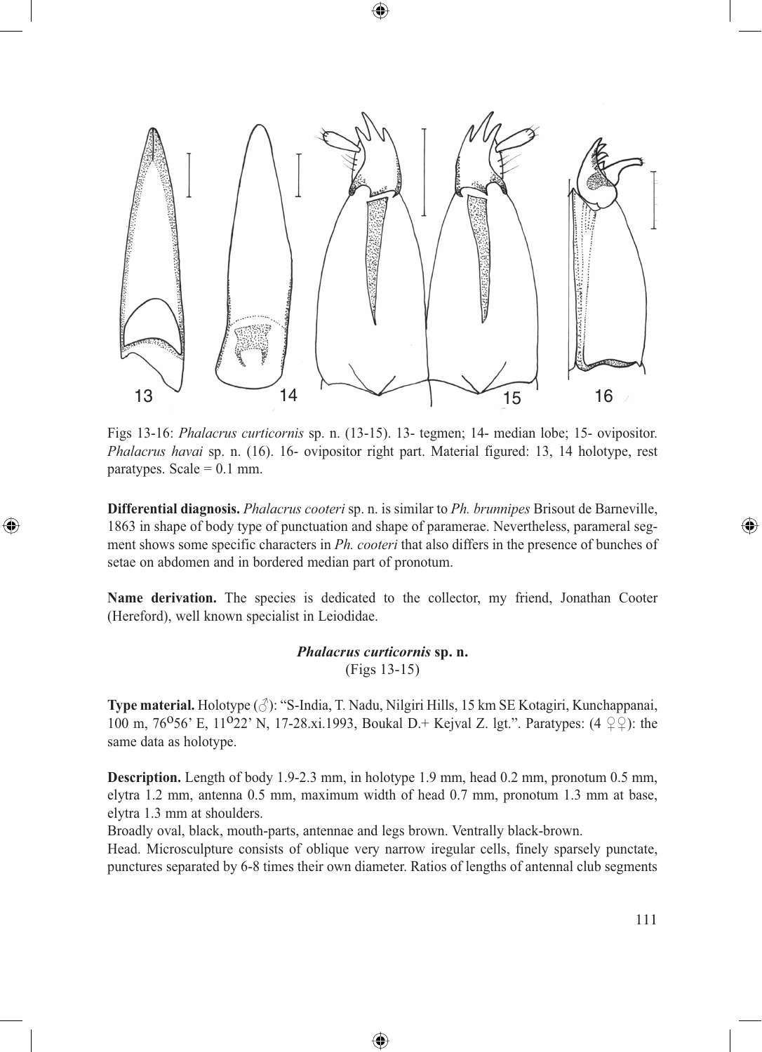Figs 13-16: *Phalacrus curticornis* sp. n. (13-15). 13- tegmen; 14- median lobe; 15- ovipositor. *Phalacrus havai* sp. n. (16). 16- ovipositor right part. Material figured: 13, 14 holotype, rest paratypes. Scale = 0.1 mm.

**Differential diagnosis.** *Phalacrus cooteri* sp. n. is similar to *Ph. brunnipes* Brisout de Barneville, 1863 in shape of body type of punctuation and shape of paramerae. Nevertheless, parameral segment shows some specific characters in *Ph. cooteri* that also differs in the presence of bunches of setae on abdomen and in bordered median part of pronotum.

**Name derivation.** The species is dedicated to the collector, my friend, Jonathan Cooter (Hereford), well known specialist in Leiodidae.

### *Phalacrus curticornis* sp. n.
(Figs 13-15)

**Type material.** Holotype (♂): "S-India, T. Nadu, Nilgiri Hills, 15 km SE Kotagiri, Kunchappanai, 100 m, 76°56' E, 11°22' N, 17-28.xi.1993, Boukal D.+ Kejval Z. lgt.". Paratypes: (4 ♀♀): the same data as holotype.

**Description.** Length of body 1.9-2.3 mm, in holotype 1.9 mm, head 0.2 mm, pronotum 0.5 mm, elytra 1.2 mm, antenna 0.5 mm, maximum width of head 0.7 mm, pronotum 1.3 mm at base, elytra 1.3 mm at shoulders.

Broadly oval, black, mouth-parts, antennae and legs brown. Ventrally black-brown.

Head. Microsculpture consists of oblique very narrow iregular cells, finely sparsely punctate, punctures separated by 6-8 times their own diameter. Ratios of lengths of antennal club segments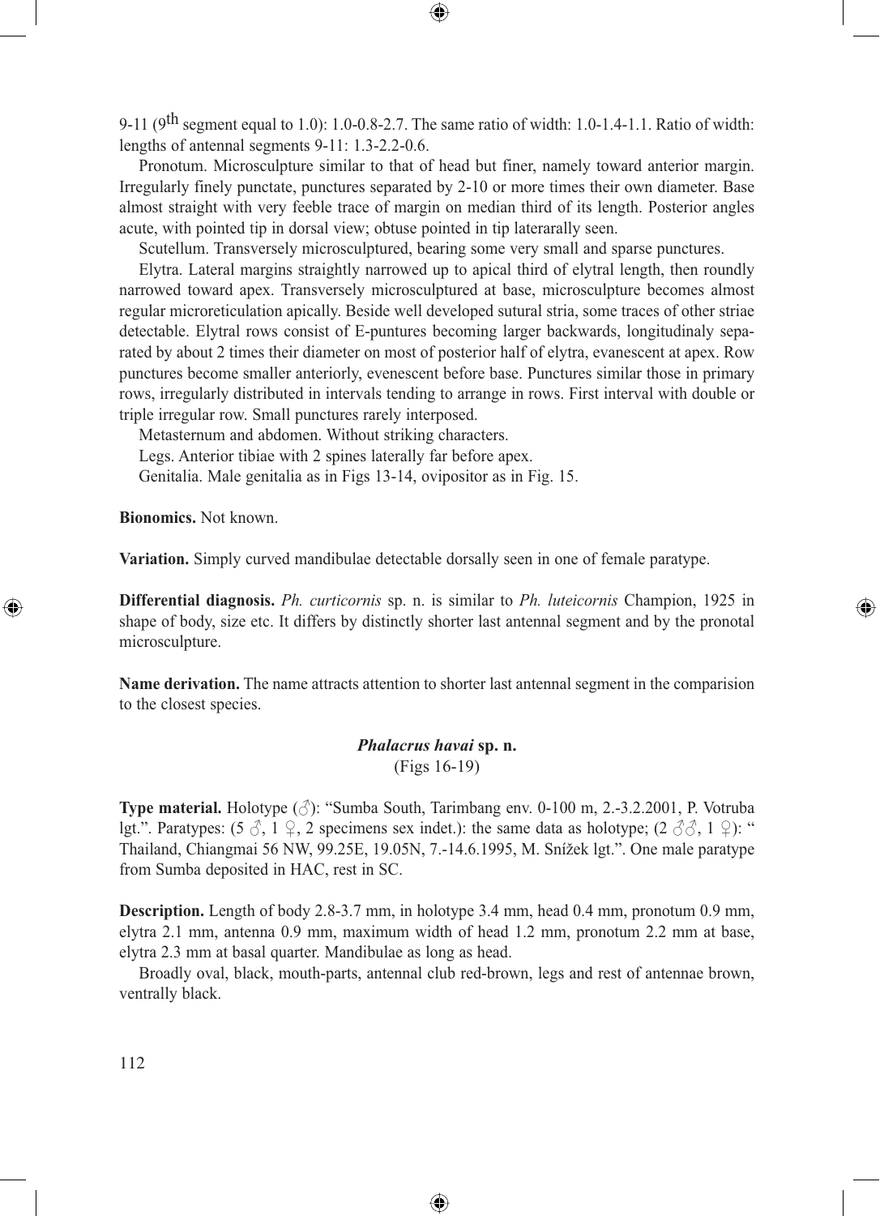9-11 (9th segment equal to 1.0): 1.0-0.8-2.7. The same ratio of width: 1.0-1.4-1.1. Ratio of width: lengths of antennal segments 9-11: 1.3-2.2-0.6.

Pronotum. Microsculpture similar to that of head but finer, namely toward anterior margin. Irregularly finely punctate, punctures separated by 2-10 or more times their own diameter. Base almost straight with very feeble trace of margin on median third of its length. Posterior angles acute, with pointed tip in dorsal view; obtuse pointed in tip laterarally seen.

Scutellum. Transversely microsculptured, bearing some very small and sparse punctures.

Elytra. Lateral margins straightly narrowed up to apical third of elytral length, then roundly narrowed toward apex. Transversely microsculptured at base, microsculpture becomes almost regular microreticulation apically. Beside well developed sutural stria, some traces of other striae detectable. Elytral rows consist of E-puntures becoming larger backwards, longitudinaly separated by about 2 times their diameter on most of posterior half of elytra, evanescent at apex. Row punctures become smaller anteriorly, evenescent before base. Punctures similar those in primary rows, irregularly distributed in intervals tending to arrange in rows. First interval with double or triple irregular row. Small punctures rarely interposed.

Metasternum and abdomen. Without striking characters.

Legs. Anterior tibiae with 2 spines laterally far before apex.

Genitalia. Male genitalia as in Figs 13-14, ovipositor as in Fig. 15.

**Bionomics.** Not known.

**Variation.** Simply curved mandibulae detectable dorsally seen in one of female paratype.

**Differential diagnosis.** *Ph. curticornis* sp. n. is similar to *Ph. luteicornis* Champion, 1925 in shape of body, size etc. It differs by distinctly shorter last antennal segment and by the pronotal microsculpture.

**Name derivation.** The name attracts attention to shorter last antennal segment in the comparision to the closest species.

### *Phalacrus havai* sp. n.

(Figs 16-19)

**Type material.** Holotype (♂): "Sumba South, Tarimbang env. 0-100 m, 2.-3.2.2001, P. Votruba lgt.". Paratypes: (5 ♂, 1 ♀, 2 specimens sex indet.): the same data as holotype; (2 ♂♂, 1 ♀): " Thailand, Chiangmai 56 NW, 99.25E, 19.05N, 7.-14.6.1995, M. Snížek lgt.". One male paratype from Sumba deposited in HAC, rest in SC.

**Description.** Length of body 2.8-3.7 mm, in holotype 3.4 mm, head 0.4 mm, pronotum 0.9 mm, elytra 2.1 mm, antenna 0.9 mm, maximum width of head 1.2 mm, pronotum 2.2 mm at base, elytra 2.3 mm at basal quarter. Mandibulae as long as head.

Broadly oval, black, mouth-parts, antennal club red-brown, legs and rest of antennae brown, ventrally black.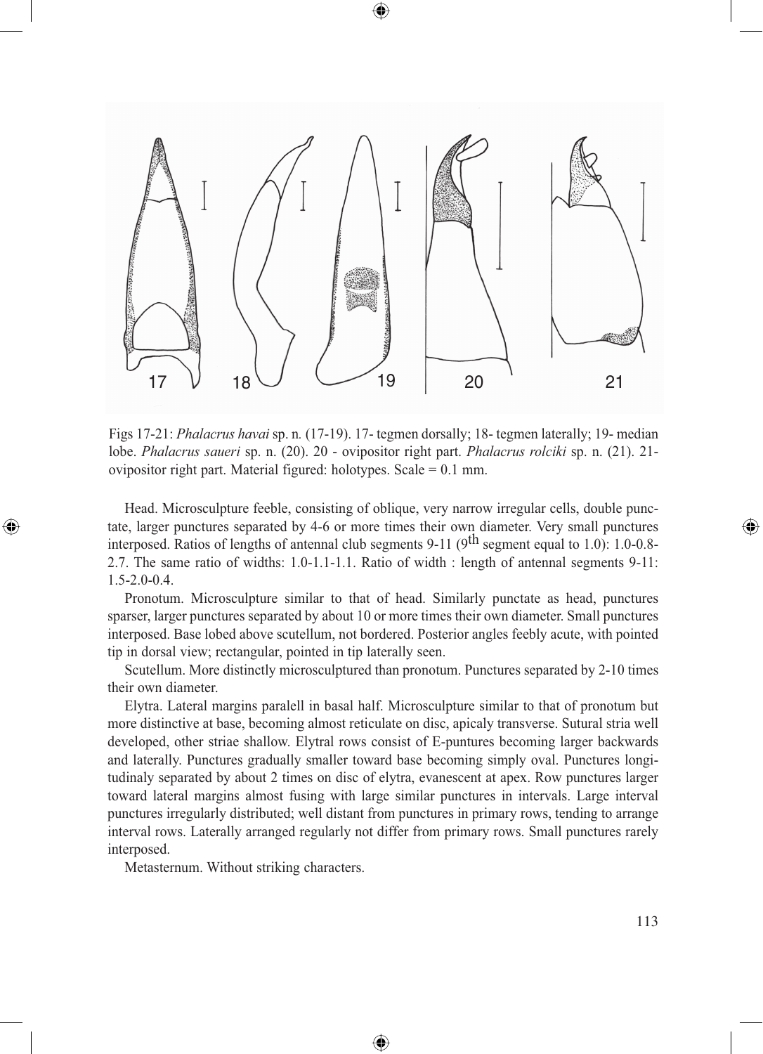Figs 17-21: *Phalacrus havai* sp. n. (17-19). 17- tegmen dorsally; 18- tegmen laterally; 19- median lobe. *Phalacrus saueri* sp. n. (20). 20 - ovipositor right part. *Phalacrus rolciki* sp. n. (21). 21- ovipositor right part. Material figured: holotypes. Scale = 0.1 mm.

Head. Microsculpture feeble, consisting of oblique, very narrow irregular cells, double punctate, larger punctures separated by 4-6 or more times their own diameter. Very small punctures interposed. Ratios of lengths of antennal club segments 9-11 (9th segment equal to 1.0): 1.0-0.8-2.7. The same ratio of widths: 1.0-1.1-1.1. Ratio of width : length of antennal segments 9-11: 1.5-2.0-0.4.

Pronotum. Microsculpture similar to that of head. Similarly punctate as head, punctures sparser, larger punctures separated by about 10 or more times their own diameter. Small punctures interposed. Base lobed above scutellum, not bordered. Posterior angles feebly acute, with pointed tip in dorsal view; rectangular, pointed in tip laterally seen.

Scutellum. More distinctly microsculptured than pronotum. Punctures separated by 2-10 times their own diameter.

Elytra. Lateral margins paralell in basal half. Microsculpture similar to that of pronotum but more distinctive at base, becoming almost reticulate on disc, apicaly transverse. Sutural stria well developed, other striae shallow. Elytral rows consist of E-puntures becoming larger backwards and laterally. Punctures gradually smaller toward base becoming simply oval. Punctures longitudinaly separated by about 2 times on disc of elytra, evanescent at apex. Row punctures larger toward lateral margins almost fusing with large similar punctures in intervals. Large interval punctures irregularly distributed; well distant from punctures in primary rows, tending to arrange interval rows. Laterally arranged regularly not differ from primary rows. Small punctures rarely interposed.

Metasternum. Without striking characters.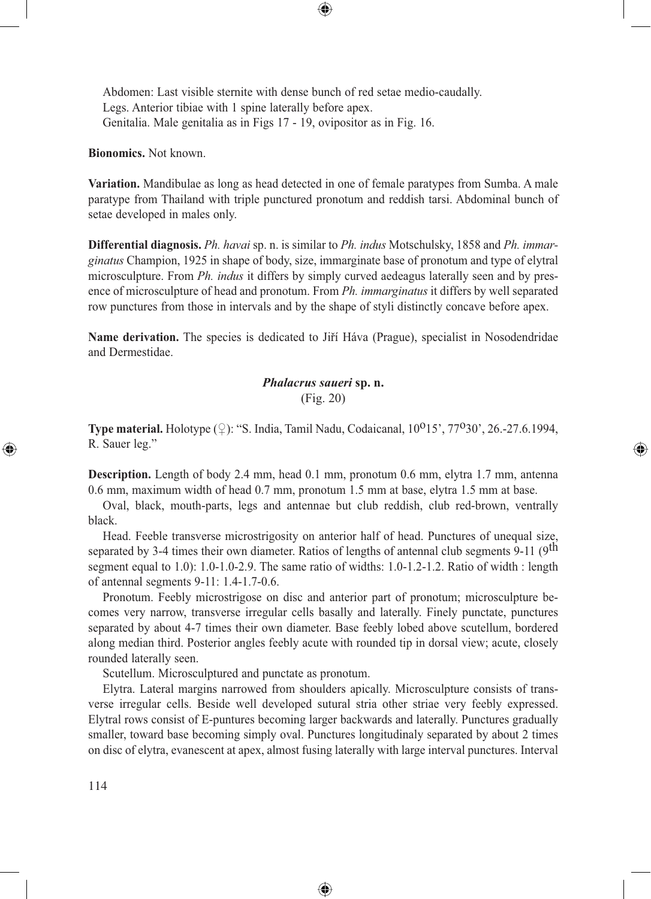Abdomen: Last visible sternite with dense bunch of red setae medio-caudally.
Legs. Anterior tibiae with 1 spine laterally before apex.
Genitalia. Male genitalia as in Figs 17 - 19, ovipositor as in Fig. 16.

**Bionomics.** Not known.

**Variation.** Mandibulae as long as head detected in one of female paratypes from Sumba. A male paratype from Thailand with triple punctured pronotum and reddish tarsi. Abdominal bunch of setae developed in males only.

**Differential diagnosis.** *Ph. havai* sp. n. is similar to *Ph. indus* Motschulsky, 1858 and *Ph. immarginatus* Champion, 1925 in shape of body, size, immarginate base of pronotum and type of elytral microsculpture. From *Ph. indus* it differs by simply curved aedeagus laterally seen and by presence of microsculpture of head and pronotum. From *Ph. immarginatus* it differs by well separated row punctures from those in intervals and by the shape of styli distinctly concave before apex.

**Name derivation.** The species is dedicated to Jiří Háva (Prague), specialist in Nosodendridae and Dermestidae.

## *Phalacrus saueri* sp. n.

(Fig. 20)

**Type material.** Holotype (♀): "S. India, Tamil Nadu, Codaicanal, 10°15', 77°30', 26.-27.6.1994, R. Sauer leg."

**Description.** Length of body 2.4 mm, head 0.1 mm, pronotum 0.6 mm, elytra 1.7 mm, antenna 0.6 mm, maximum width of head 0.7 mm, pronotum 1.5 mm at base, elytra 1.5 mm at base.

Oval, black, mouth-parts, legs and antennae but club reddish, club red-brown, ventrally black.

Head. Feeble transverse microstrigosity on anterior half of head. Punctures of unequal size, separated by 3-4 times their own diameter. Ratios of lengths of antennal club segments 9-11 (9th segment equal to 1.0): 1.0-1.0-2.9. The same ratio of widths: 1.0-1.2-1.2. Ratio of width : length of antennal segments 9-11: 1.4-1.7-0.6.

Pronotum. Feebly microstrigose on disc and anterior part of pronotum; microsculpture becomes very narrow, transverse irregular cells basally and laterally. Finely punctate, punctures separated by about 4-7 times their own diameter. Base feebly lobed above scutellum, bordered along median third. Posterior angles feebly acute with rounded tip in dorsal view; acute, closely rounded laterally seen.

Scutellum. Microsculptured and punctate as pronotum.

Elytra. Lateral margins narrowed from shoulders apically. Microsculpture consists of transverse irregular cells. Beside well developed sutural stria other striae very feebly expressed. Elytral rows consist of E-puntures becoming larger backwards and laterally. Punctures gradually smaller, toward base becoming simply oval. Punctures longitudinaly separated by about 2 times on disc of elytra, evanescent at apex, almost fusing laterally with large interval punctures. Interval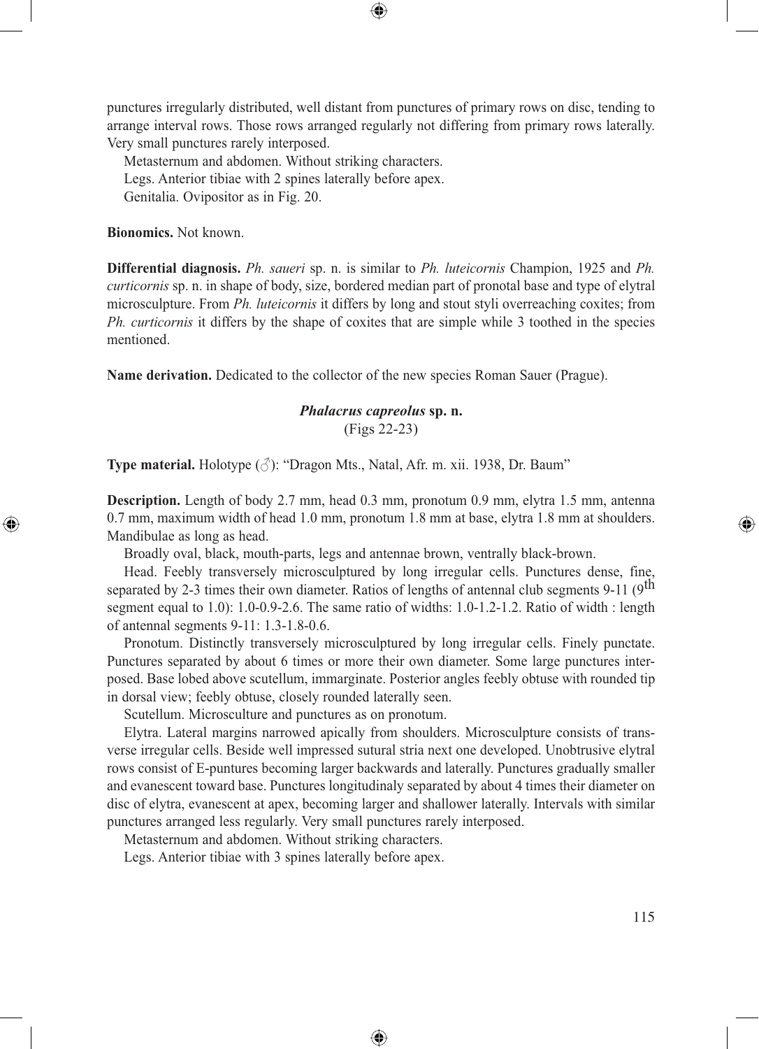punctures irregularly distributed, well distant from punctures of primary rows on disc, tending to arrange interval rows. Those rows arranged regularly not differing from primary rows laterally. Very small punctures rarely interposed.

Metasternum and abdomen. Without striking characters.

Legs. Anterior tibiae with 2 spines laterally before apex.

Genitalia. Ovipositor as in Fig. 20.

**Bionomics.** Not known.

**Differential diagnosis.** *Ph. saueri* sp. n. is similar to *Ph. luteicornis* Champion, 1925 and *Ph. curticornis* sp. n. in shape of body, size, bordered median part of pronotal base and type of elytral microsculpture. From *Ph. luteicornis* it differs by long and stout styli overreaching coxites; from *Ph. curticornis* it differs by the shape of coxites that are simple while 3 toothed in the species mentioned.

**Name derivation.** Dedicated to the collector of the new species Roman Sauer (Prague).

### *Phalacrus capreolus* sp. n.

(Figs 22-23)

**Type material.** Holotype (♂): "Dragon Mts., Natal, Afr. m. xii. 1938, Dr. Baum"

**Description.** Length of body 2.7 mm, head 0.3 mm, pronotum 0.9 mm, elytra 1.5 mm, antenna 0.7 mm, maximum width of head 1.0 mm, pronotum 1.8 mm at base, elytra 1.8 mm at shoulders. Mandibulae as long as head.

Broadly oval, black, mouth-parts, legs and antennae brown, ventrally black-brown.

Head. Feebly transversely microsculptured by long irregular cells. Punctures dense, fine, separated by 2-3 times their own diameter. Ratios of lengths of antennal club segments 9-11 (9th segment equal to 1.0): 1.0-0.9-2.6. The same ratio of widths: 1.0-1.2-1.2. Ratio of width : length of antennal segments 9-11: 1.3-1.8-0.6.

Pronotum. Distinctly transversely microsculptured by long irregular cells. Finely punctate. Punctures separated by about 6 times or more their own diameter. Some large punctures interposed. Base lobed above scutellum, immarginate. Posterior angles feebly obtuse with rounded tip in dorsal view; feebly obtuse, closely rounded laterally seen.

Scutellum. Microsculture and punctures as on pronotum.

Elytra. Lateral margins narrowed apically from shoulders. Microsculpture consists of transverse irregular cells. Beside well impressed sutural stria next one developed. Unobtrusive elytral rows consist of E-puntures becoming larger backwards and laterally. Punctures gradually smaller and evanescent toward base. Punctures longitudinaly separated by about 4 times their diameter on disc of elytra, evanescent at apex, becoming larger and shallower laterally. Intervals with similar punctures arranged less regularly. Very small punctures rarely interposed.

Metasternum and abdomen. Without striking characters.

Legs. Anterior tibiae with 3 spines laterally before apex.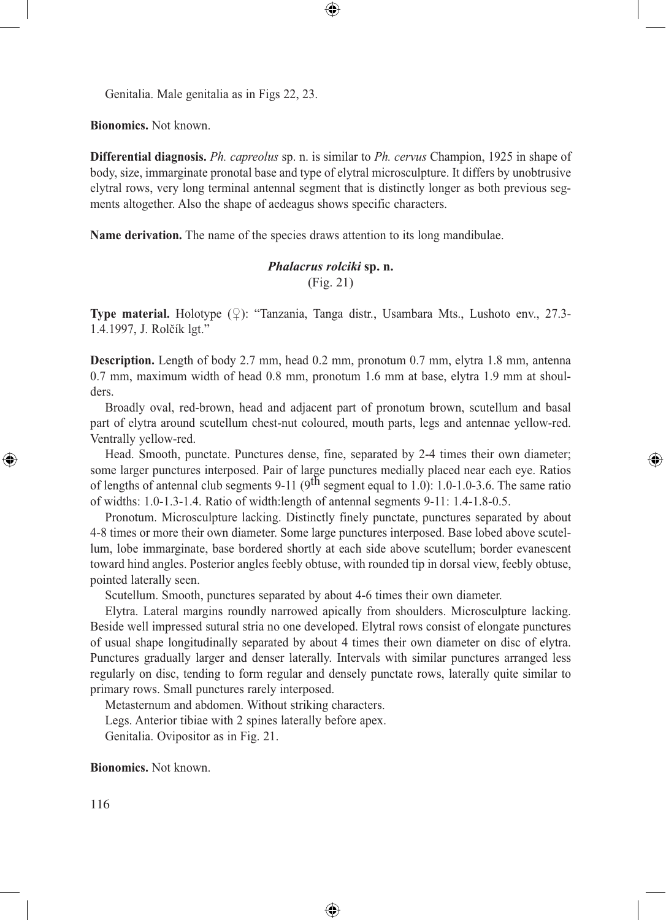Genitalia. Male genitalia as in Figs 22, 23.

**Bionomics.** Not known.

**Differential diagnosis.** *Ph. capreolus* sp. n. is similar to *Ph. cervus* Champion, 1925 in shape of body, size, immarginate pronotal base and type of elytral microsculpture. It differs by unobtrusive elytral rows, very long terminal antennal segment that is distinctly longer as both previous segments altogether. Also the shape of aedeagus shows specific characters.

**Name derivation.** The name of the species draws attention to its long mandibulae.

### *Phalacrus rolciki* sp. n.

(Fig. 21)

**Type material.** Holotype (♀): "Tanzania, Tanga distr., Usambara Mts., Lushoto env., 27.3-1.4.1997, J. Rolčík lgt."

**Description.** Length of body 2.7 mm, head 0.2 mm, pronotum 0.7 mm, elytra 1.8 mm, antenna 0.7 mm, maximum width of head 0.8 mm, pronotum 1.6 mm at base, elytra 1.9 mm at shoulders.

Broadly oval, red-brown, head and adjacent part of pronotum brown, scutellum and basal part of elytra around scutellum chest-nut coloured, mouth parts, legs and antennae yellow-red. Ventrally yellow-red.

Head. Smooth, punctate. Punctures dense, fine, separated by 2-4 times their own diameter; some larger punctures interposed. Pair of large punctures medially placed near each eye. Ratios of lengths of antennal club segments 9-11 (9$^{th}$ segment equal to 1.0): 1.0-1.0-3.6. The same ratio of widths: 1.0-1.3-1.4. Ratio of width:length of antennal segments 9-11: 1.4-1.8-0.5.

Pronotum. Microsculpture lacking. Distinctly finely punctate, punctures separated by about 4-8 times or more their own diameter. Some large punctures interposed. Base lobed above scutellum, lobe immarginate, base bordered shortly at each side above scutellum; border evanescent toward hind angles. Posterior angles feebly obtuse, with rounded tip in dorsal view, feebly obtuse, pointed laterally seen.

Scutellum. Smooth, punctures separated by about 4-6 times their own diameter.

Elytra. Lateral margins roundly narrowed apically from shoulders. Microsculpture lacking. Beside well impressed sutural stria no one developed. Elytral rows consist of elongate punctures of usual shape longitudinally separated by about 4 times their own diameter on disc of elytra. Punctures gradually larger and denser laterally. Intervals with similar punctures arranged less regularly on disc, tending to form regular and densely punctate rows, laterally quite similar to primary rows. Small punctures rarely interposed.

Metasternum and abdomen. Without striking characters.

Legs. Anterior tibiae with 2 spines laterally before apex.

Genitalia. Ovipositor as in Fig. 21.

**Bionomics.** Not known.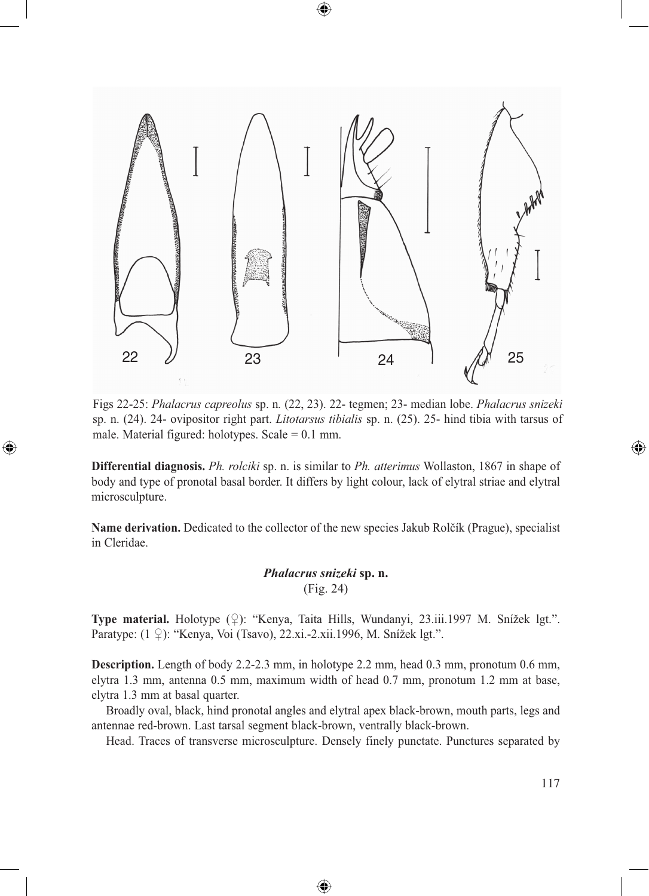Figs 22-25: *Phalacrus capreolus* sp. n*.* (22, 23). 22- tegmen; 23- median lobe. *Phalacrus snizeki* sp. n. (24). 24- ovipositor right part. *Litotarsus tibialis* sp. n. (25). 25- hind tibia with tarsus of male. Material figured: holotypes. Scale = 0.1 mm.

**Differential diagnosis.** *Ph. rolciki* sp. n. is similar to *Ph. atterimus* Wollaston, 1867 in shape of body and type of pronotal basal border. It differs by light colour, lack of elytral striae and elytral microsculpture.

**Name derivation.** Dedicated to the collector of the new species Jakub Rolčík (Prague), specialist in Cleridae.

### *Phalacrus snizeki* sp. n.

(Fig. 24)

**Type material.** Holotype (♀): "Kenya, Taita Hills, Wundanyi, 23.iii.1997 M. Snížek lgt.". Paratype: (1 ♀): "Kenya, Voi (Tsavo), 22.xi.-2.xii.1996, M. Snížek lgt.".

**Description.** Length of body 2.2-2.3 mm, in holotype 2.2 mm, head 0.3 mm, pronotum 0.6 mm, elytra 1.3 mm, antenna 0.5 mm, maximum width of head 0.7 mm, pronotum 1.2 mm at base, elytra 1.3 mm at basal quarter.

Broadly oval, black, hind pronotal angles and elytral apex black-brown, mouth parts, legs and antennae red-brown. Last tarsal segment black-brown, ventrally black-brown.

Head. Traces of transverse microsculpture. Densely finely punctate. Punctures separated by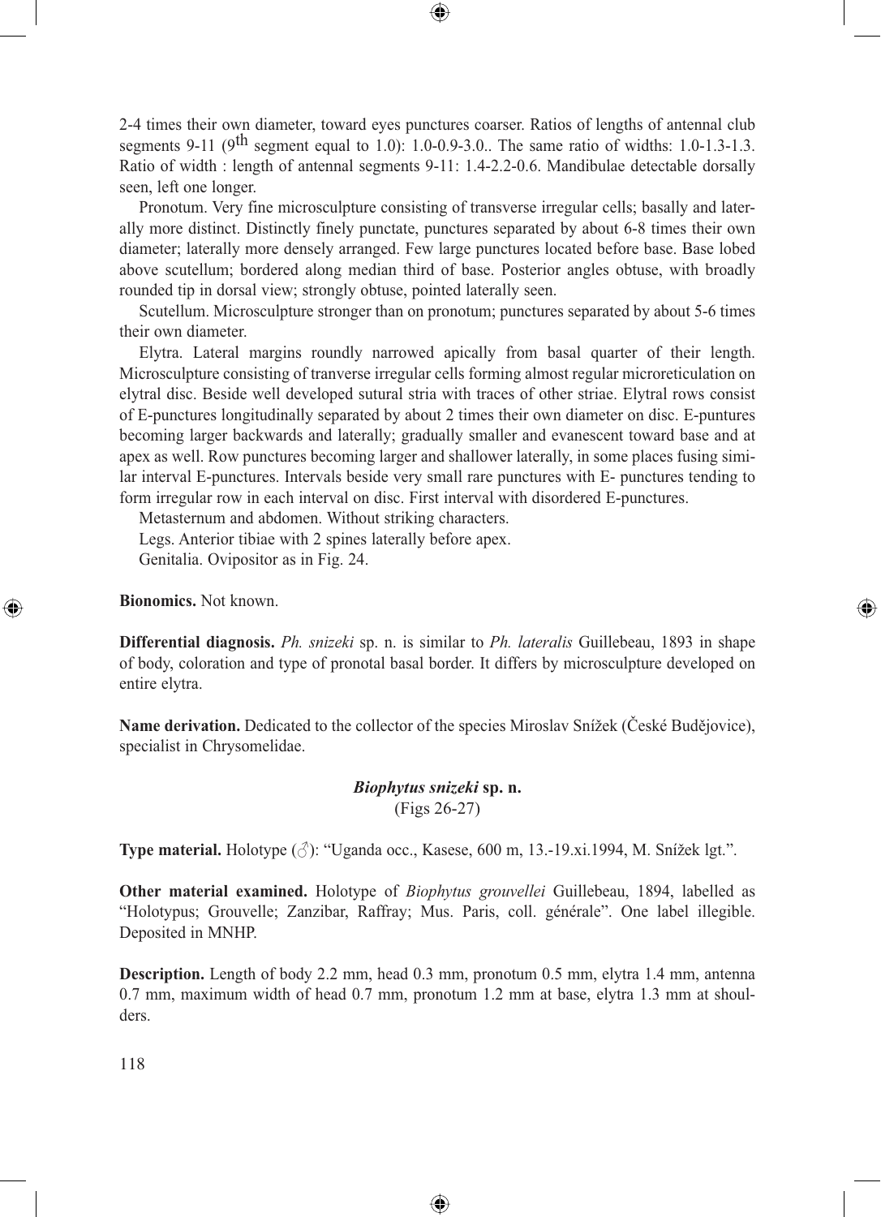2-4 times their own diameter, toward eyes punctures coarser. Ratios of lengths of antennal club segments 9-11 (9$^{th}$ segment equal to 1.0): 1.0-0.9-3.0.. The same ratio of widths: 1.0-1.3-1.3. Ratio of width : length of antennal segments 9-11: 1.4-2.2-0.6. Mandibulae detectable dorsally seen, left one longer.

Pronotum. Very fine microsculpture consisting of transverse irregular cells; basally and laterally more distinct. Distinctly finely punctate, punctures separated by about 6-8 times their own diameter; laterally more densely arranged. Few large punctures located before base. Base lobed above scutellum; bordered along median third of base. Posterior angles obtuse, with broadly rounded tip in dorsal view; strongly obtuse, pointed laterally seen.

Scutellum. Microsculpture stronger than on pronotum; punctures separated by about 5-6 times their own diameter.

Elytra. Lateral margins roundly narrowed apically from basal quarter of their length. Microsculpture consisting of tranverse irregular cells forming almost regular microreticulation on elytral disc. Beside well developed sutural stria with traces of other striae. Elytral rows consist of E-punctures longitudinally separated by about 2 times their own diameter on disc. E-puntures becoming larger backwards and laterally; gradually smaller and evanescent toward base and at apex as well. Row punctures becoming larger and shallower laterally, in some places fusing similar interval E-punctures. Intervals beside very small rare punctures with E- punctures tending to form irregular row in each interval on disc. First interval with disordered E-punctures.

Metasternum and abdomen. Without striking characters.

Legs. Anterior tibiae with 2 spines laterally before apex.

Genitalia. Ovipositor as in Fig. 24.

**Bionomics.** Not known.

**Differential diagnosis.** *Ph. snizeki* sp. n. is similar to *Ph. lateralis* Guillebeau, 1893 in shape of body, coloration and type of pronotal basal border. It differs by microsculpture developed on entire elytra.

**Name derivation.** Dedicated to the collector of the species Miroslav Snížek (České Budějovice), specialist in Chrysomelidae.

### *Biophytus snizeki* sp. n.
(Figs 26-27)

**Type material.** Holotype (♂): "Uganda occ., Kasese, 600 m, 13.-19.xi.1994, M. Snížek lgt.".

**Other material examined.** Holotype of *Biophytus grouvellei* Guillebeau, 1894, labelled as "Holotypus; Grouvelle; Zanzibar, Raffray; Mus. Paris, coll. générale". One label illegible. Deposited in MNHP.

**Description.** Length of body 2.2 mm, head 0.3 mm, pronotum 0.5 mm, elytra 1.4 mm, antenna 0.7 mm, maximum width of head 0.7 mm, pronotum 1.2 mm at base, elytra 1.3 mm at shoulders.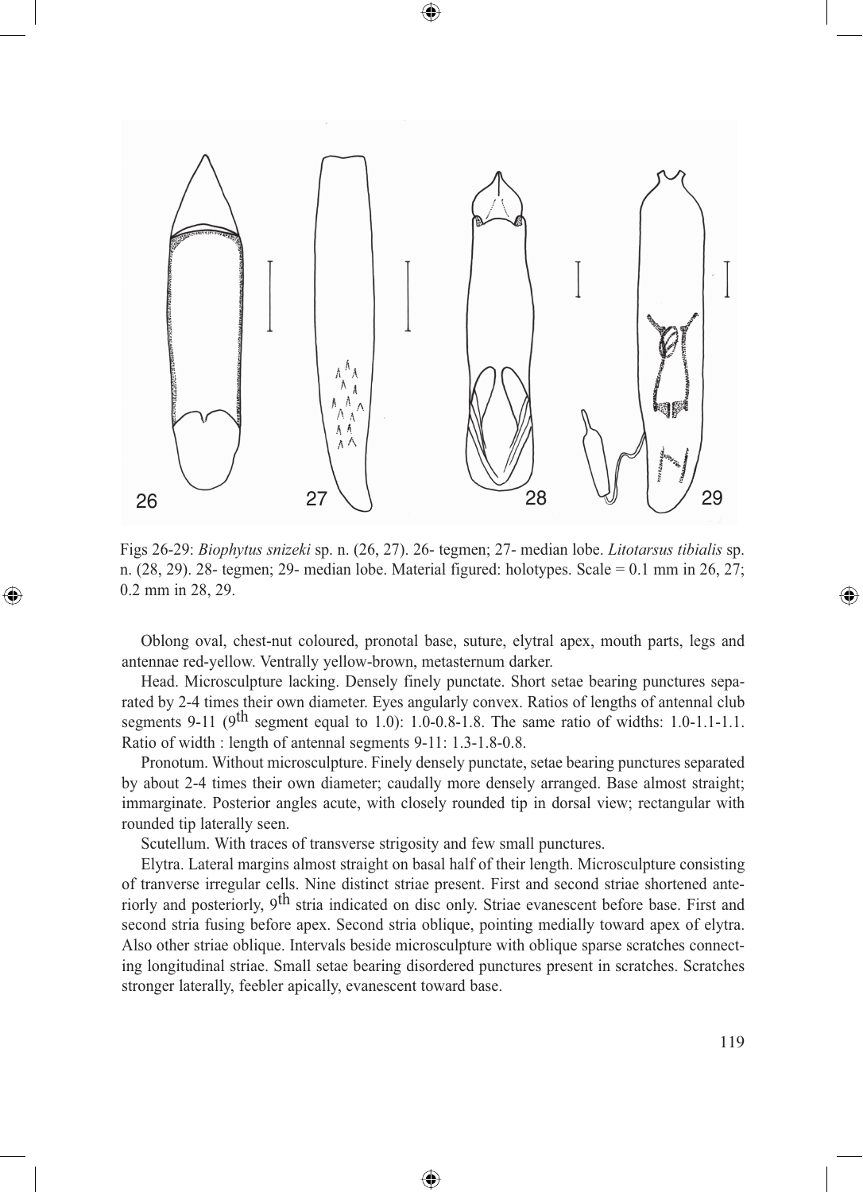Figs 26-29: *Biophytus snizeki* sp. n. (26, 27). 26- tegmen; 27- median lobe. *Litotarsus tibialis* sp. n. (28, 29). 28- tegmen; 29- median lobe. Material figured: holotypes. Scale = 0.1 mm in 26, 27; 0.2 mm in 28, 29.

Oblong oval, chest-nut coloured, pronotal base, suture, elytral apex, mouth parts, legs and antennae red-yellow. Ventrally yellow-brown, metasternum darker.

Head. Microsculpture lacking. Densely finely punctate. Short setae bearing punctures separated by 2-4 times their own diameter. Eyes angularly convex. Ratios of lengths of antennal club segments 9-11 (9th segment equal to 1.0): 1.0-0.8-1.8. The same ratio of widths: 1.0-1.1-1.1. Ratio of width : length of antennal segments 9-11: 1.3-1.8-0.8.

Pronotum. Without microsculpture. Finely densely punctate, setae bearing punctures separated by about 2-4 times their own diameter; caudally more densely arranged. Base almost straight; immarginate. Posterior angles acute, with closely rounded tip in dorsal view; rectangular with rounded tip laterally seen.

Scutellum. With traces of transverse strigosity and few small punctures.

Elytra. Lateral margins almost straight on basal half of their length. Microsculpture consisting of tranverse irregular cells. Nine distinct striae present. First and second striae shortened anteriorly and posteriorly, 9th stria indicated on disc only. Striae evanescent before base. First and second stria fusing before apex. Second stria oblique, pointing medially toward apex of elytra. Also other striae oblique. Intervals beside microsculpture with oblique sparse scratches connecting longitudinal striae. Small setae bearing disordered punctures present in scratches. Scratches stronger laterally, feebler apically, evanescent toward base.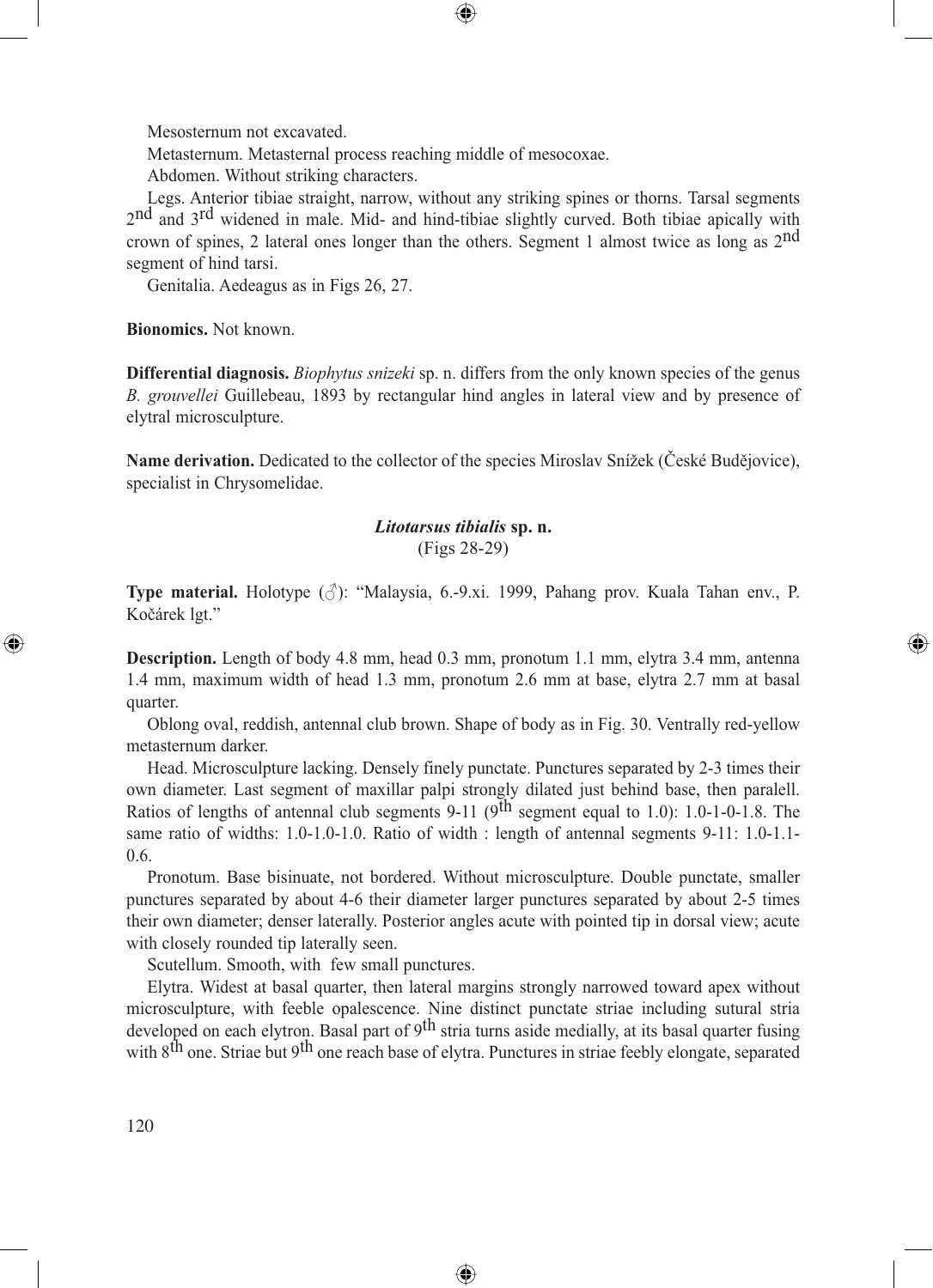Mesosternum not excavated.

Metasternum. Metasternal process reaching middle of mesocoxae.

Abdomen. Without striking characters.

Legs. Anterior tibiae straight, narrow, without any striking spines or thorns. Tarsal segments 2$^{nd}$ and 3$^{rd}$ widened in male. Mid- and hind-tibiae slightly curved. Both tibiae apically with crown of spines, 2 lateral ones longer than the others. Segment 1 almost twice as long as 2$^{nd}$ segment of hind tarsi.

Genitalia. Aedeagus as in Figs 26, 27.

**Bionomics.** Not known.

**Differential diagnosis.** *Biophytus snizeki* sp. n. differs from the only known species of the genus *B. grouvellei* Guillebeau, 1893 by rectangular hind angles in lateral view and by presence of elytral microsculpture.

**Name derivation.** Dedicated to the collector of the species Miroslav Snížek (České Budějovice), specialist in Chrysomelidae.

### *Litotarsus tibialis* sp. n.

(Figs 28-29)

**Type material.** Holotype (♂): "Malaysia, 6.-9.xi. 1999, Pahang prov. Kuala Tahan env., P. Kočárek lgt."

**Description.** Length of body 4.8 mm, head 0.3 mm, pronotum 1.1 mm, elytra 3.4 mm, antenna 1.4 mm, maximum width of head 1.3 mm, pronotum 2.6 mm at base, elytra 2.7 mm at basal quarter.

Oblong oval, reddish, antennal club brown. Shape of body as in Fig. 30. Ventrally red-yellow metasternum darker.

Head. Microsculpture lacking. Densely finely punctate. Punctures separated by 2-3 times their own diameter. Last segment of maxillar palpi strongly dilated just behind base, then paralell. Ratios of lengths of antennal club segments 9-11 (9$^{th}$ segment equal to 1.0): 1.0-1-0-1.8. The same ratio of widths: 1.0-1.0-1.0. Ratio of width : length of antennal segments 9-11: 1.0-1.1-0.6.

Pronotum. Base bisinuate, not bordered. Without microsculpture. Double punctate, smaller punctures separated by about 4-6 their diameter larger punctures separated by about 2-5 times their own diameter; denser laterally. Posterior angles acute with pointed tip in dorsal view; acute with closely rounded tip laterally seen.

Scutellum. Smooth, with few small punctures.

Elytra. Widest at basal quarter, then lateral margins strongly narrowed toward apex without microsculpture, with feeble opalescence. Nine distinct punctate striae including sutural stria developed on each elytron. Basal part of 9$^{th}$ stria turns aside medially, at its basal quarter fusing with 8$^{th}$ one. Striae but 9$^{th}$ one reach base of elytra. Punctures in striae feebly elongate, separated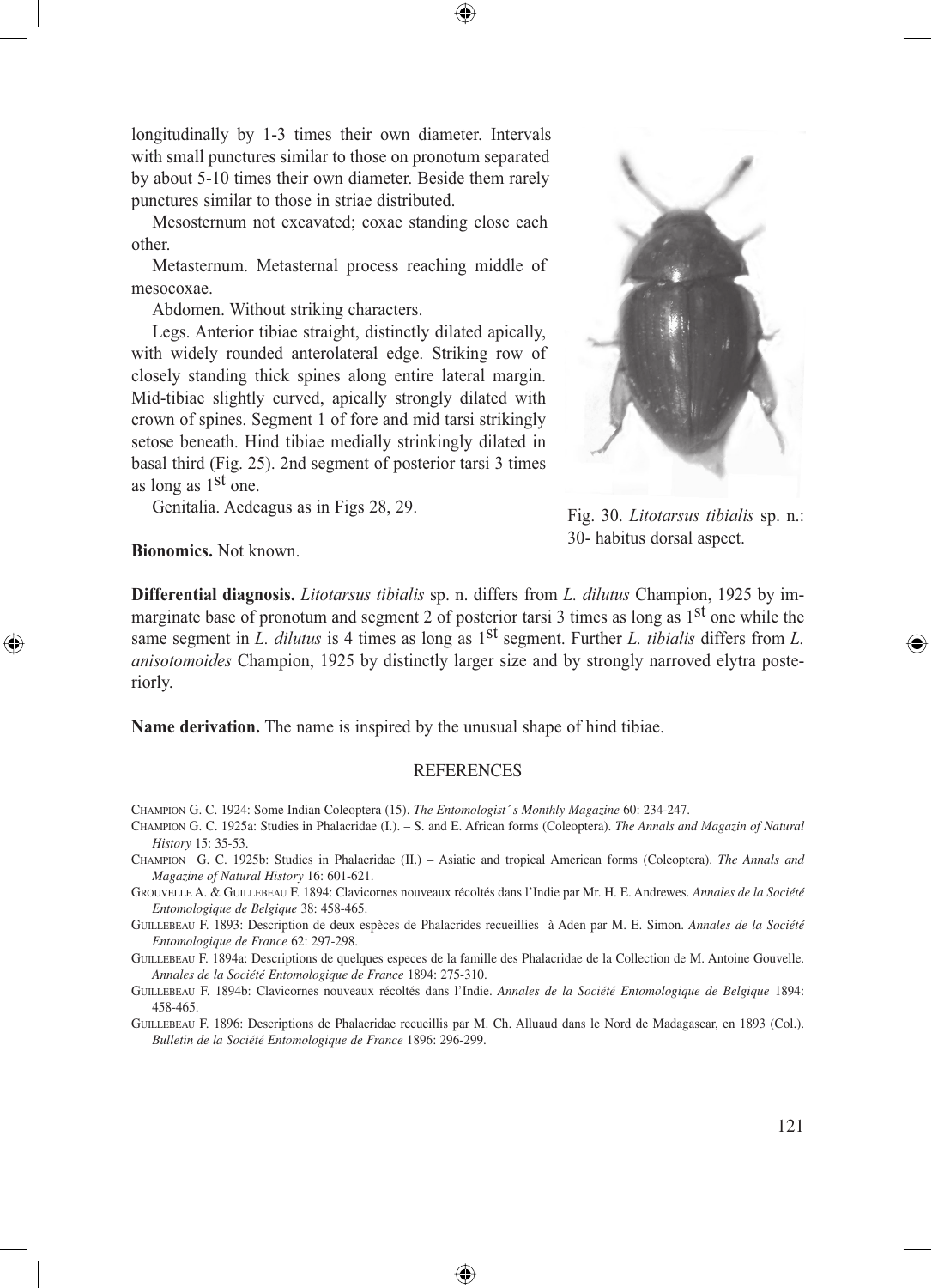longitudinally by 1-3 times their own diameter. Intervals with small punctures similar to those on pronotum separated by about 5-10 times their own diameter. Beside them rarely punctures similar to those in striae distributed.

Mesosternum not excavated; coxae standing close each other.

Metasternum. Metasternal process reaching middle of mesocoxae.

Abdomen. Without striking characters.

Legs. Anterior tibiae straight, distinctly dilated apically, with widely rounded anterolateral edge. Striking row of closely standing thick spines along entire lateral margin. Mid-tibiae slightly curved, apically strongly dilated with crown of spines. Segment 1 of fore and mid tarsi strikingly setose beneath. Hind tibiae medially strinkingly dilated in basal third (Fig. 25). 2nd segment of posterior tarsi 3 times as long as 1st one.

Genitalia. Aedeagus as in Figs 28, 29.

Fig. 30. *Litotarsus tibialis* sp. n.: 30- habitus dorsal aspect.

**Bionomics.** Not known.

**Differential diagnosis.** *Litotarsus tibialis* sp. n. differs from *L. dilutus* Champion, 1925 by immarginate base of pronotum and segment 2 of posterior tarsi 3 times as long as 1st one while the same segment in *L. dilutus* is 4 times as long as 1st segment. Further *L. tibialis* differs from *L. anisotomoides* Champion, 1925 by distinctly larger size and by strongly narroved elytra posteriorly.

**Name derivation.** The name is inspired by the unusual shape of hind tibiae.

## REFERENCES

Champion G. C. 1924: Some Indian Coleoptera (15). *The Entomologist´s Monthly Magazine* 60: 234-247.

Champion G. C. 1925a: Studies in Phalacridae (I.). – S. and E. African forms (Coleoptera). *The Annals and Magazin of Natural History* 15: 35-53.

Champion G. C. 1925b: Studies in Phalacridae (II.) – Asiatic and tropical American forms (Coleoptera). *The Annals and Magazine of Natural History* 16: 601-621.

Grouvelle A. & Guillebeau F. 1894: Clavicornes nouveaux récoltés dans l'Indie par Mr. H. E. Andrewes. *Annales de la Société Entomologique de Belgique* 38: 458-465.

Guillebeau F. 1893: Description de deux espèces de Phalacrides recueillies à Aden par M. E. Simon. *Annales de la Société Entomologique de France* 62: 297-298.

Guillebeau F. 1894a: Descriptions de quelques especes de la famille des Phalacridae de la Collection de M. Antoine Gouvelle. *Annales de la Société Entomologique de France* 1894: 275-310.

Guillebeau F. 1894b: Clavicornes nouveaux récoltés dans l'Indie. *Annales de la Société Entomologique de Belgique* 1894: 458-465.

Guillebeau F. 1896: Descriptions de Phalacridae recueillis par M. Ch. Alluaud dans le Nord de Madagascar, en 1893 (Col.). *Bulletin de la Société Entomologique de France* 1896: 296-299.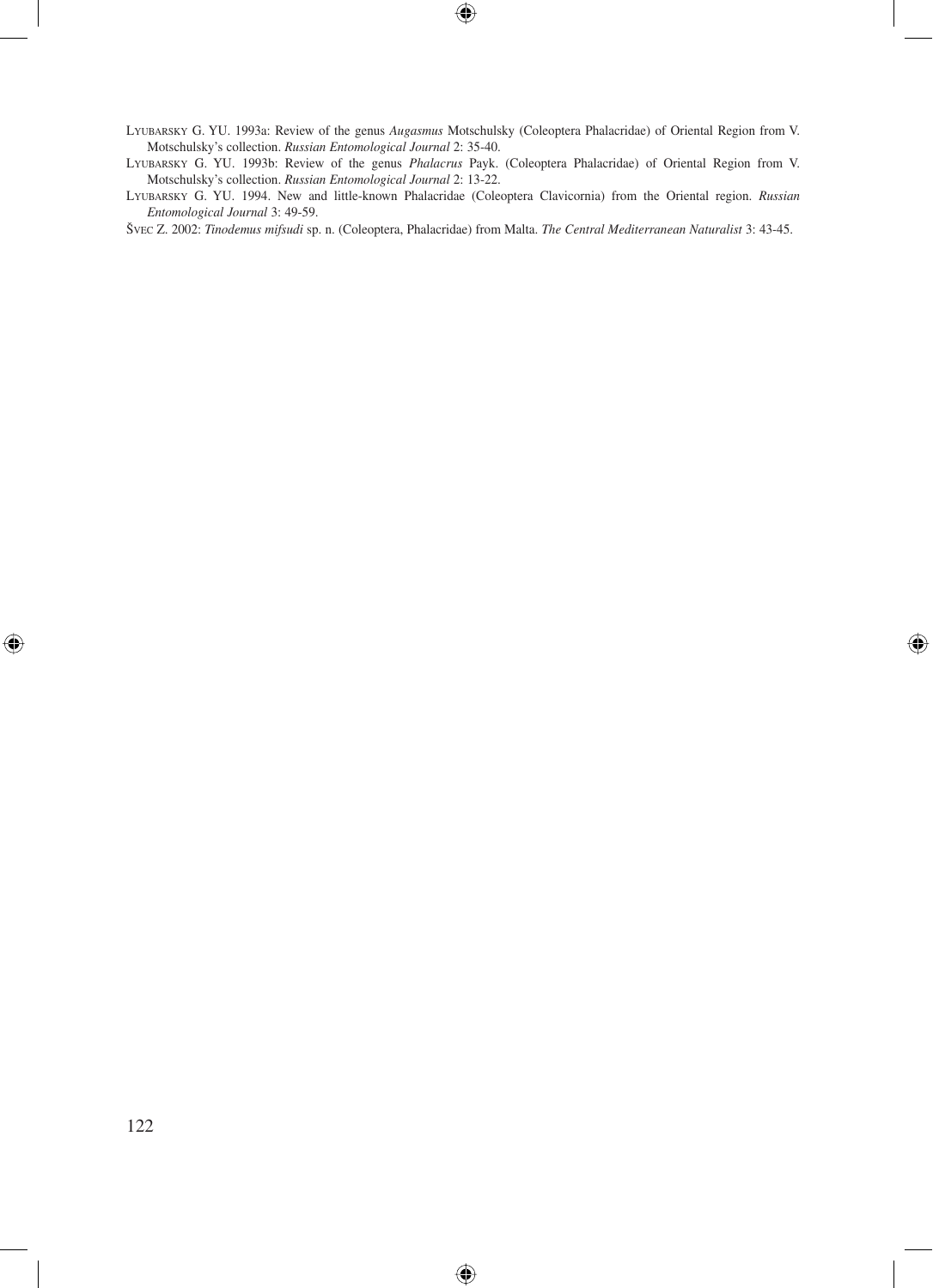Lyubarsky G. Yu. 1993a: Review of the genus *Augasmus* Motschulsky (Coleoptera Phalacridae) of Oriental Region from V. Motschulsky's collection. *Russian Entomological Journal* 2: 35-40.

Lyubarsky G. Yu. 1993b: Review of the genus *Phalacrus* Payk. (Coleoptera Phalacridae) of Oriental Region from V. Motschulsky's collection. *Russian Entomological Journal* 2: 13-22.

Lyubarsky G. Yu. 1994. New and little-known Phalacridae (Coleoptera Clavicornia) from the Oriental region. *Russian Entomological Journal* 3: 49-59.

Švec Z. 2002: *Tinodemus mifsudi* sp. n. (Coleoptera, Phalacridae) from Malta. *The Central Mediterranean Naturalist* 3: 43-45.